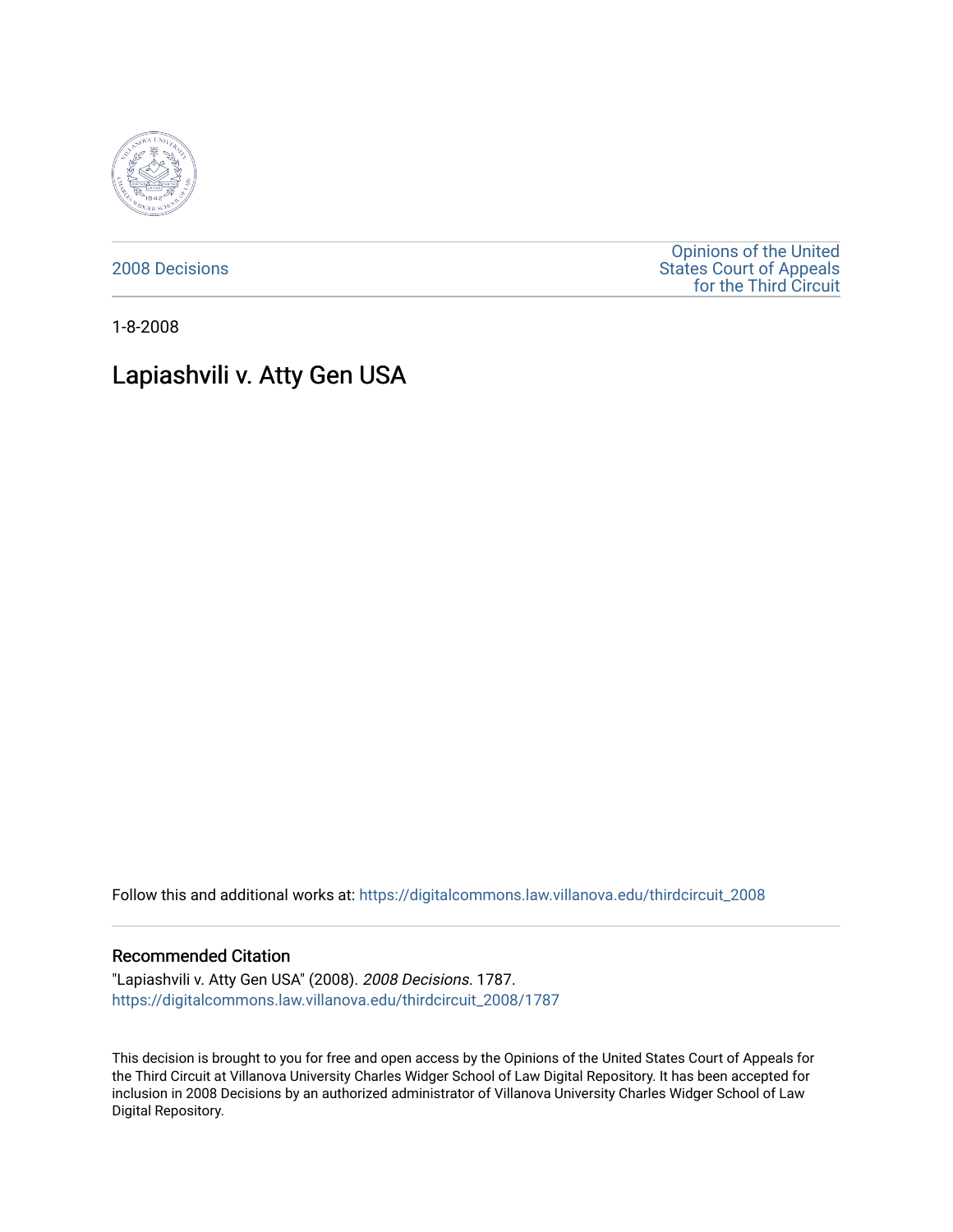2008 Decisions

Opinions of the United States Court of Appeals for the Third Circuit

1-8-2008

# Lapiashvili v. Atty Gen USA

Follow this and additional works at: https://digitalcommons.law.villanova.edu/thirdcircuit_2008

## Recommended Citation

"Lapiashvili v. Atty Gen USA" (2008). *2008 Decisions*. 1787.
https://digitalcommons.law.villanova.edu/thirdcircuit_2008/1787

This decision is brought to you for free and open access by the Opinions of the United States Court of Appeals for the Third Circuit at Villanova University Charles Widger School of Law Digital Repository. It has been accepted for inclusion in 2008 Decisions by an authorized administrator of Villanova University Charles Widger School of Law Digital Repository.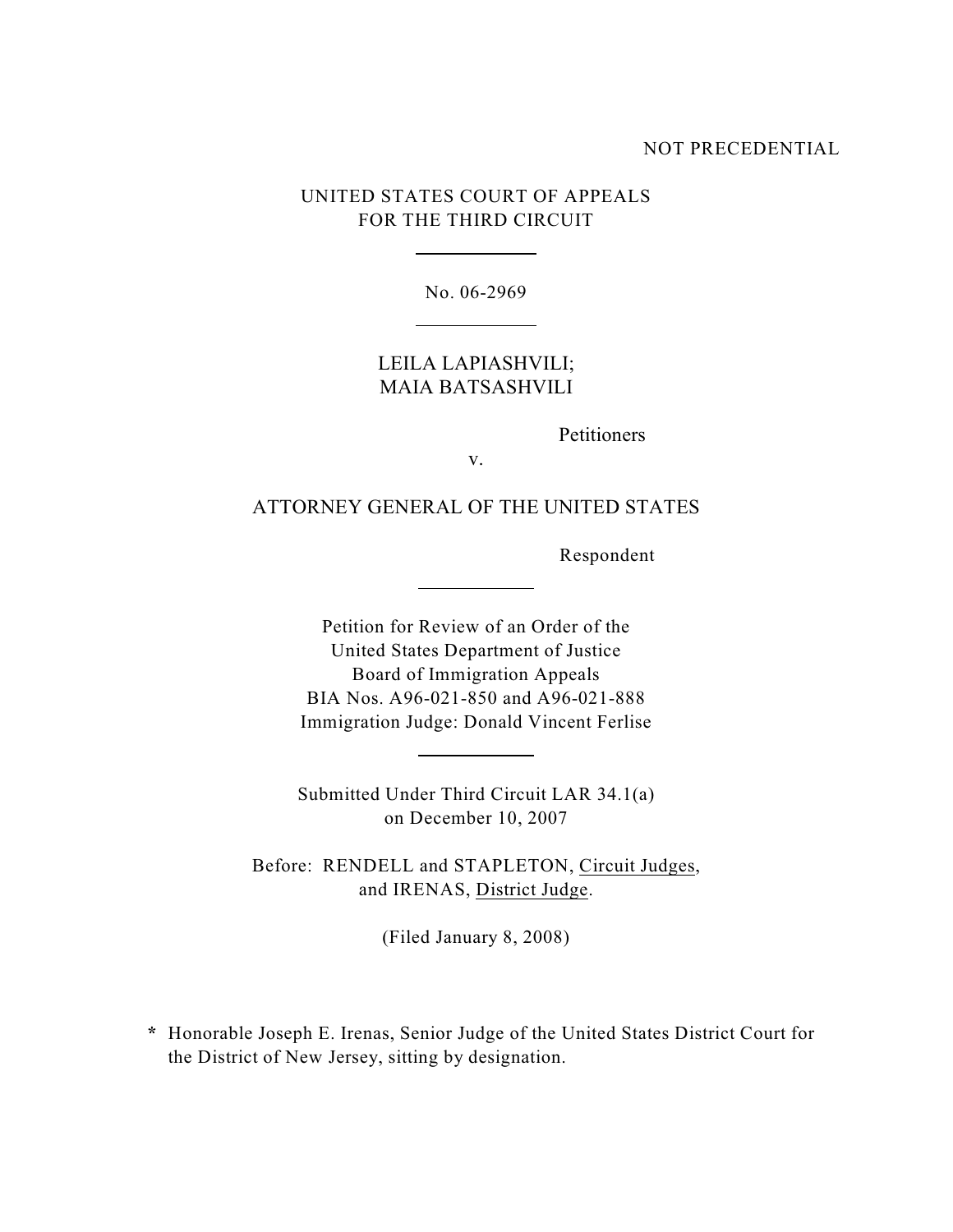NOT PRECEDENTIAL

UNITED STATES COURT OF APPEALS
FOR THE THIRD CIRCUIT

No. 06-2969

LEILA LAPIASHVILI;
MAIA BATSASHVILI

Petitioners

v.

ATTORNEY GENERAL OF THE UNITED STATES

Respondent

Petition for Review of an Order of the
United States Department of Justice
Board of Immigration Appeals
BIA Nos. A96-021-850 and A96-021-888
Immigration Judge: Donald Vincent Ferlise

Submitted Under Third Circuit LAR 34.1(a)
on December 10, 2007

Before: RENDELL and STAPLETON, Circuit Judges,
and IRENAS, District Judge.

(Filed January 8, 2008)

\* Honorable Joseph E. Irenas, Senior Judge of the United States District Court for the District of New Jersey, sitting by designation.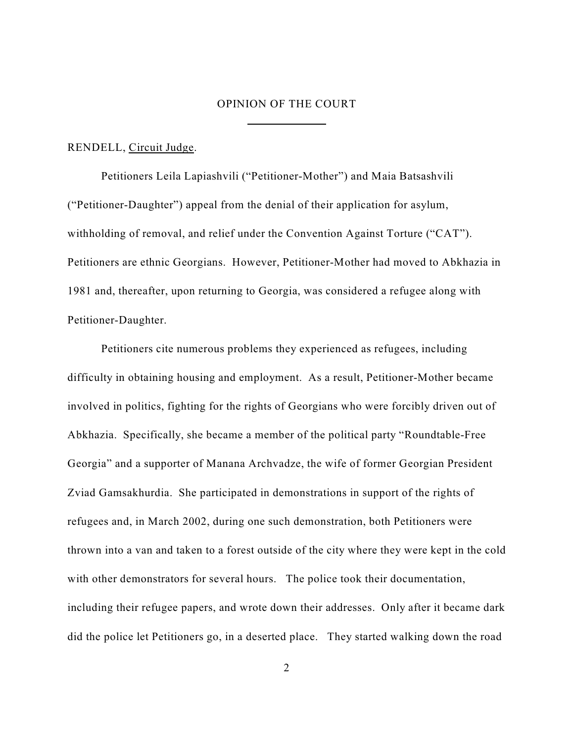## OPINION OF THE COURT

RENDELL, Circuit Judge.

Petitioners Leila Lapiashvili ("Petitioner-Mother") and Maia Batsashvili ("Petitioner-Daughter") appeal from the denial of their application for asylum, withholding of removal, and relief under the Convention Against Torture ("CAT"). Petitioners are ethnic Georgians. However, Petitioner-Mother had moved to Abkhazia in 1981 and, thereafter, upon returning to Georgia, was considered a refugee along with Petitioner-Daughter.

Petitioners cite numerous problems they experienced as refugees, including difficulty in obtaining housing and employment. As a result, Petitioner-Mother became involved in politics, fighting for the rights of Georgians who were forcibly driven out of Abkhazia. Specifically, she became a member of the political party "Roundtable-Free Georgia" and a supporter of Manana Archvadze, the wife of former Georgian President Zviad Gamsakhurdia. She participated in demonstrations in support of the rights of refugees and, in March 2002, during one such demonstration, both Petitioners were thrown into a van and taken to a forest outside of the city where they were kept in the cold with other demonstrators for several hours. The police took their documentation, including their refugee papers, and wrote down their addresses. Only after it became dark did the police let Petitioners go, in a deserted place. They started walking down the road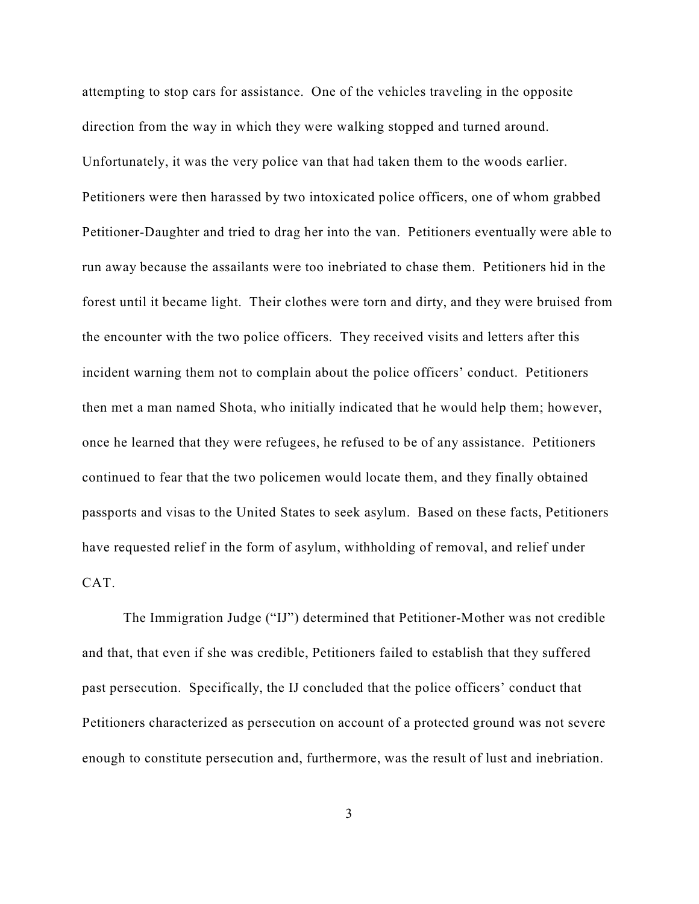attempting to stop cars for assistance. One of the vehicles traveling in the opposite direction from the way in which they were walking stopped and turned around. Unfortunately, it was the very police van that had taken them to the woods earlier. Petitioners were then harassed by two intoxicated police officers, one of whom grabbed Petitioner-Daughter and tried to drag her into the van. Petitioners eventually were able to run away because the assailants were too inebriated to chase them. Petitioners hid in the forest until it became light. Their clothes were torn and dirty, and they were bruised from the encounter with the two police officers. They received visits and letters after this incident warning them not to complain about the police officers' conduct. Petitioners then met a man named Shota, who initially indicated that he would help them; however, once he learned that they were refugees, he refused to be of any assistance. Petitioners continued to fear that the two policemen would locate them, and they finally obtained passports and visas to the United States to seek asylum. Based on these facts, Petitioners have requested relief in the form of asylum, withholding of removal, and relief under CAT.

The Immigration Judge ("IJ") determined that Petitioner-Mother was not credible and that, that even if she was credible, Petitioners failed to establish that they suffered past persecution. Specifically, the IJ concluded that the police officers' conduct that Petitioners characterized as persecution on account of a protected ground was not severe enough to constitute persecution and, furthermore, was the result of lust and inebriation.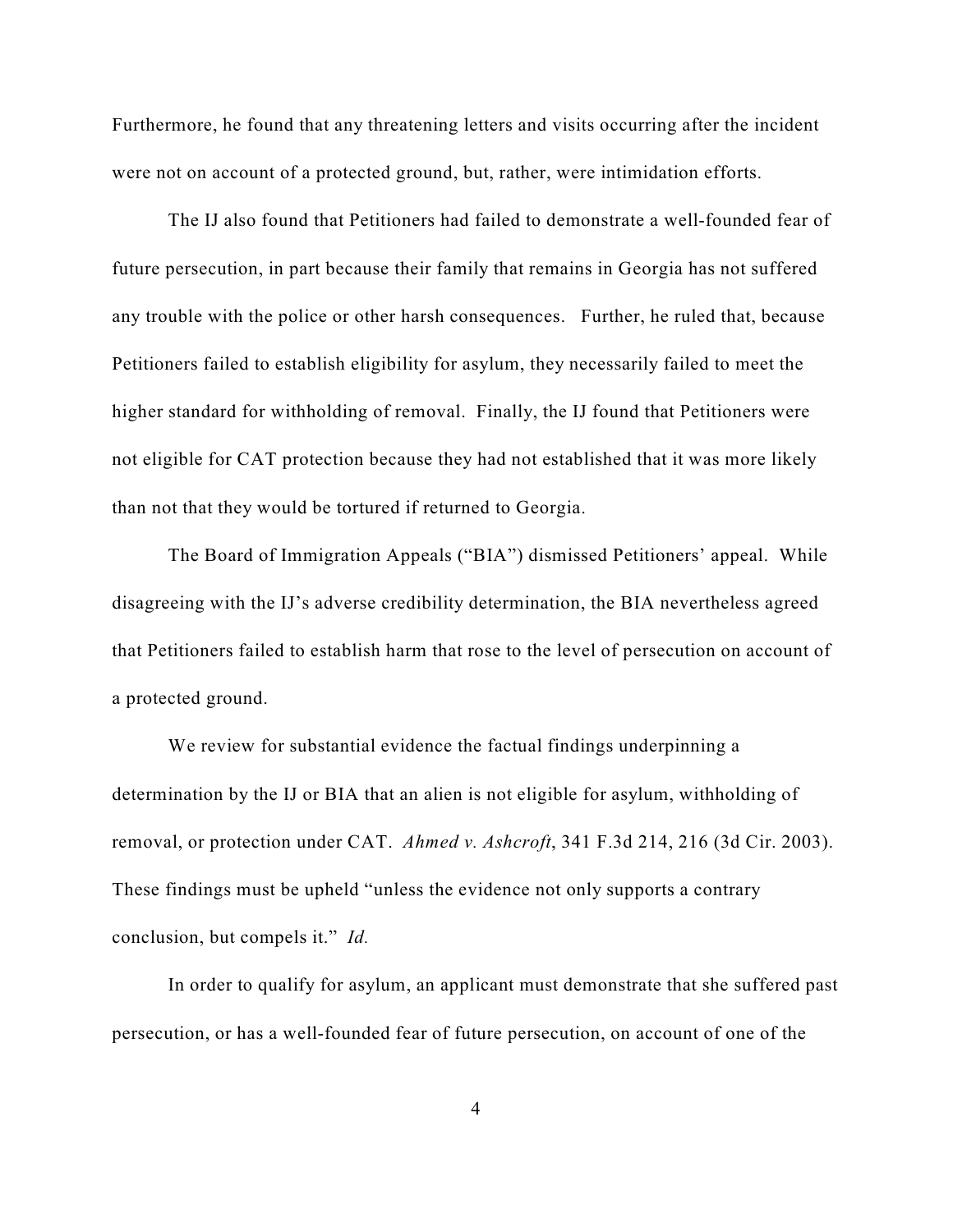Furthermore, he found that any threatening letters and visits occurring after the incident were not on account of a protected ground, but, rather, were intimidation efforts.

The IJ also found that Petitioners had failed to demonstrate a well-founded fear of future persecution, in part because their family that remains in Georgia has not suffered any trouble with the police or other harsh consequences. Further, he ruled that, because Petitioners failed to establish eligibility for asylum, they necessarily failed to meet the higher standard for withholding of removal. Finally, the IJ found that Petitioners were not eligible for CAT protection because they had not established that it was more likely than not that they would be tortured if returned to Georgia.

The Board of Immigration Appeals ("BIA") dismissed Petitioners' appeal. While disagreeing with the IJ's adverse credibility determination, the BIA nevertheless agreed that Petitioners failed to establish harm that rose to the level of persecution on account of a protected ground.

We review for substantial evidence the factual findings underpinning a determination by the IJ or BIA that an alien is not eligible for asylum, withholding of removal, or protection under CAT. *Ahmed v. Ashcroft*, 341 F.3d 214, 216 (3d Cir. 2003). These findings must be upheld "unless the evidence not only supports a contrary conclusion, but compels it." *Id.*

In order to qualify for asylum, an applicant must demonstrate that she suffered past persecution, or has a well-founded fear of future persecution, on account of one of the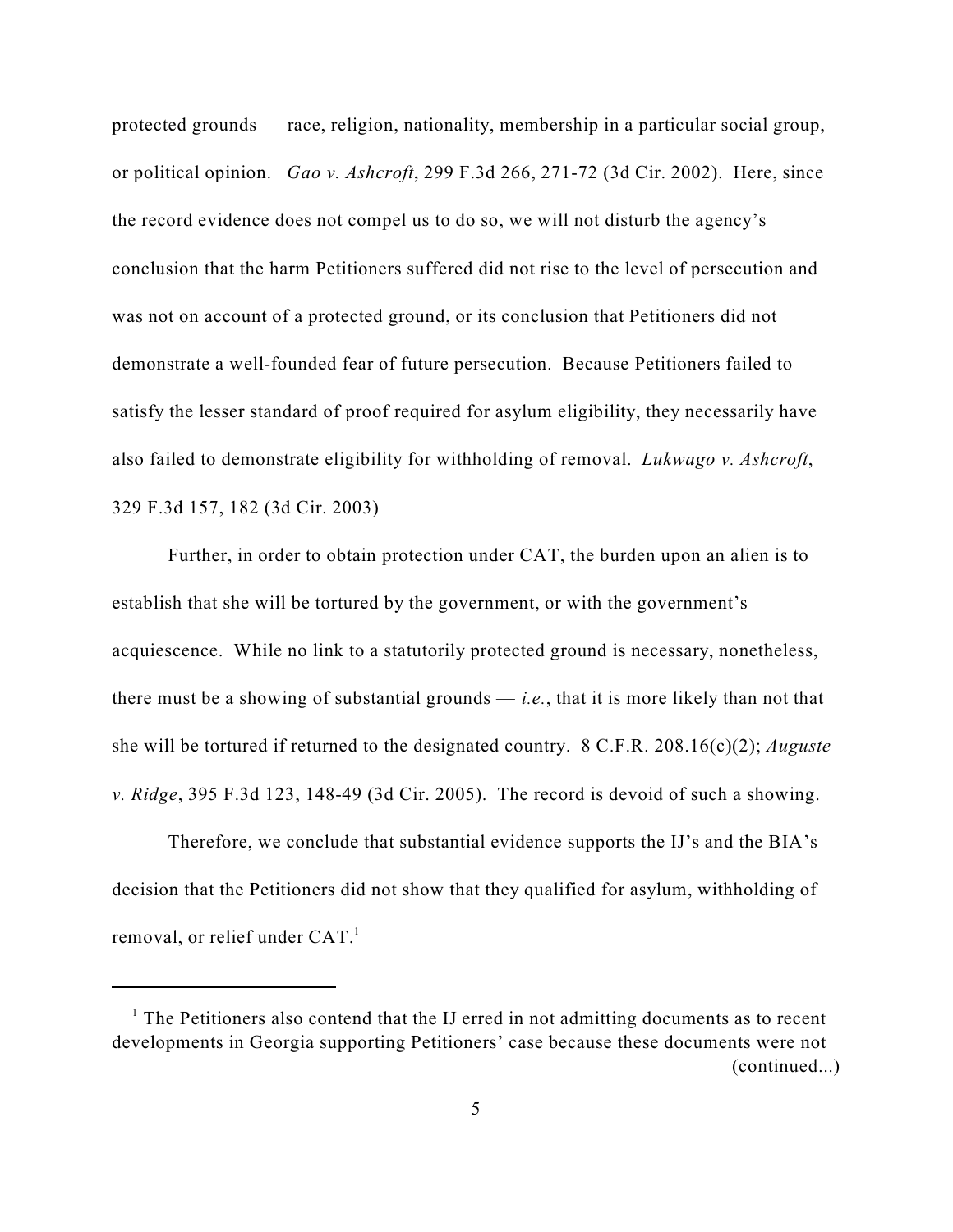protected grounds — race, religion, nationality, membership in a particular social group, or political opinion. *Gao v. Ashcroft*, 299 F.3d 266, 271-72 (3d Cir. 2002). Here, since the record evidence does not compel us to do so, we will not disturb the agency's conclusion that the harm Petitioners suffered did not rise to the level of persecution and was not on account of a protected ground, or its conclusion that Petitioners did not demonstrate a well-founded fear of future persecution. Because Petitioners failed to satisfy the lesser standard of proof required for asylum eligibility, they necessarily have also failed to demonstrate eligibility for withholding of removal. *Lukwago v. Ashcroft*, 329 F.3d 157, 182 (3d Cir. 2003)

Further, in order to obtain protection under CAT, the burden upon an alien is to establish that she will be tortured by the government, or with the government's acquiescence. While no link to a statutorily protected ground is necessary, nonetheless, there must be a showing of substantial grounds — *i.e.*, that it is more likely than not that she will be tortured if returned to the designated country. 8 C.F.R. 208.16(c)(2); *Auguste v. Ridge*, 395 F.3d 123, 148-49 (3d Cir. 2005). The record is devoid of such a showing.

Therefore, we conclude that substantial evidence supports the IJ's and the BIA's decision that the Petitioners did not show that they qualified for asylum, withholding of removal, or relief under CAT.[1]

[1] The Petitioners also contend that the IJ erred in not admitting documents as to recent developments in Georgia supporting Petitioners' case because these documents were not (continued...)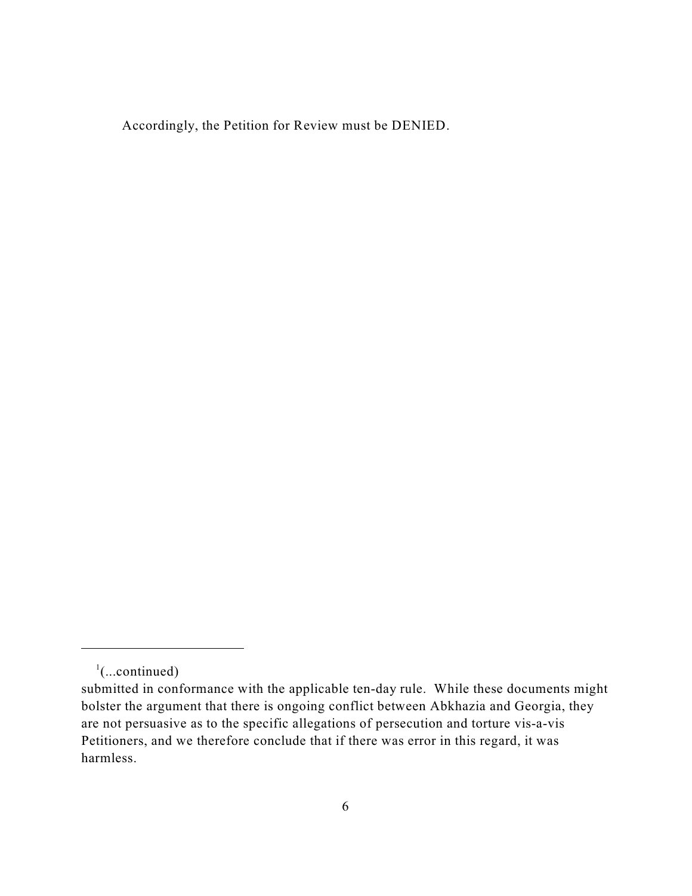Accordingly, the Petition for Review must be DENIED.

---

[1](...continued)
submitted in conformance with the applicable ten-day rule. While these documents might bolster the argument that there is ongoing conflict between Abkhazia and Georgia, they are not persuasive as to the specific allegations of persecution and torture vis-a-vis Petitioners, and we therefore conclude that if there was error in this regard, it was harmless.